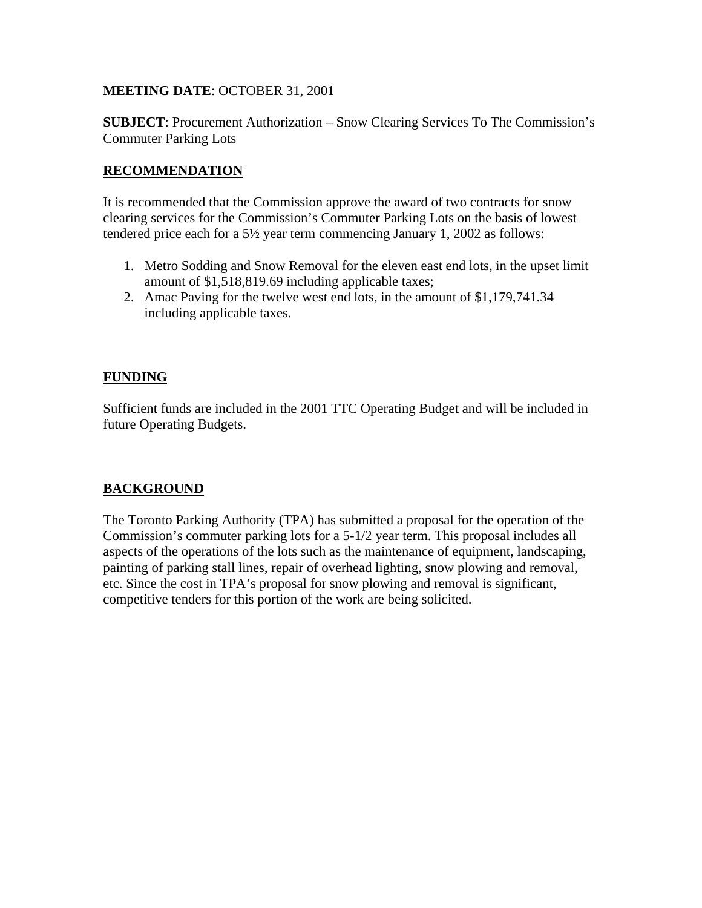**MEETING DATE**: OCTOBER 31, 2001

**SUBJECT**: Procurement Authorization – Snow Clearing Services To The Commission's Commuter Parking Lots

## RECOMMENDATION

It is recommended that the Commission approve the award of two contracts for snow clearing services for the Commission's Commuter Parking Lots on the basis of lowest tendered price each for a 5½ year term commencing January 1, 2002 as follows:

1. Metro Sodding and Snow Removal for the eleven east end lots, in the upset limit amount of $1,518,819.69 including applicable taxes;
2. Amac Paving for the twelve west end lots, in the amount of $1,179,741.34 including applicable taxes.

## FUNDING

Sufficient funds are included in the 2001 TTC Operating Budget and will be included in future Operating Budgets.

## BACKGROUND

The Toronto Parking Authority (TPA) has submitted a proposal for the operation of the Commission's commuter parking lots for a 5-1/2 year term. This proposal includes all aspects of the operations of the lots such as the maintenance of equipment, landscaping, painting of parking stall lines, repair of overhead lighting, snow plowing and removal, etc. Since the cost in TPA's proposal for snow plowing and removal is significant, competitive tenders for this portion of the work are being solicited.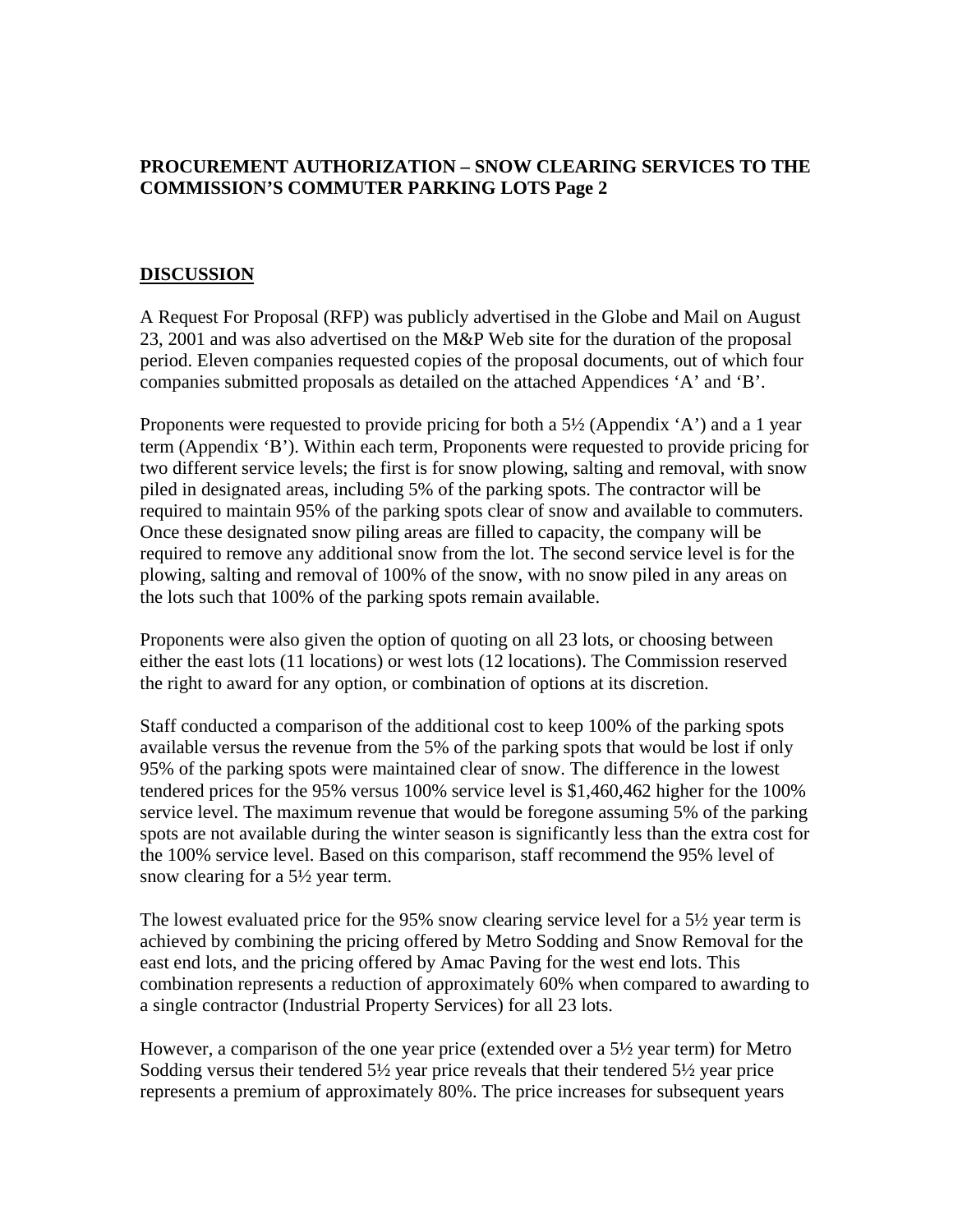**PROCUREMENT AUTHORIZATION – SNOW CLEARING SERVICES TO THE COMMISSION'S COMMUTER PARKING LOTS Page 2**

## DISCUSSION

A Request For Proposal (RFP) was publicly advertised in the Globe and Mail on August 23, 2001 and was also advertised on the M&P Web site for the duration of the proposal period. Eleven companies requested copies of the proposal documents, out of which four companies submitted proposals as detailed on the attached Appendices 'A' and 'B'.

Proponents were requested to provide pricing for both a 5½ (Appendix 'A') and a 1 year term (Appendix 'B'). Within each term, Proponents were requested to provide pricing for two different service levels; the first is for snow plowing, salting and removal, with snow piled in designated areas, including 5% of the parking spots. The contractor will be required to maintain 95% of the parking spots clear of snow and available to commuters. Once these designated snow piling areas are filled to capacity, the company will be required to remove any additional snow from the lot. The second service level is for the plowing, salting and removal of 100% of the snow, with no snow piled in any areas on the lots such that 100% of the parking spots remain available.

Proponents were also given the option of quoting on all 23 lots, or choosing between either the east lots (11 locations) or west lots (12 locations). The Commission reserved the right to award for any option, or combination of options at its discretion.

Staff conducted a comparison of the additional cost to keep 100% of the parking spots available versus the revenue from the 5% of the parking spots that would be lost if only 95% of the parking spots were maintained clear of snow. The difference in the lowest tendered prices for the 95% versus 100% service level is $1,460,462 higher for the 100% service level. The maximum revenue that would be foregone assuming 5% of the parking spots are not available during the winter season is significantly less than the extra cost for the 100% service level. Based on this comparison, staff recommend the 95% level of snow clearing for a 5½ year term.

The lowest evaluated price for the 95% snow clearing service level for a 5½ year term is achieved by combining the pricing offered by Metro Sodding and Snow Removal for the east end lots, and the pricing offered by Amac Paving for the west end lots. This combination represents a reduction of approximately 60% when compared to awarding to a single contractor (Industrial Property Services) for all 23 lots.

However, a comparison of the one year price (extended over a 5½ year term) for Metro Sodding versus their tendered 5½ year price reveals that their tendered 5½ year price represents a premium of approximately 80%. The price increases for subsequent years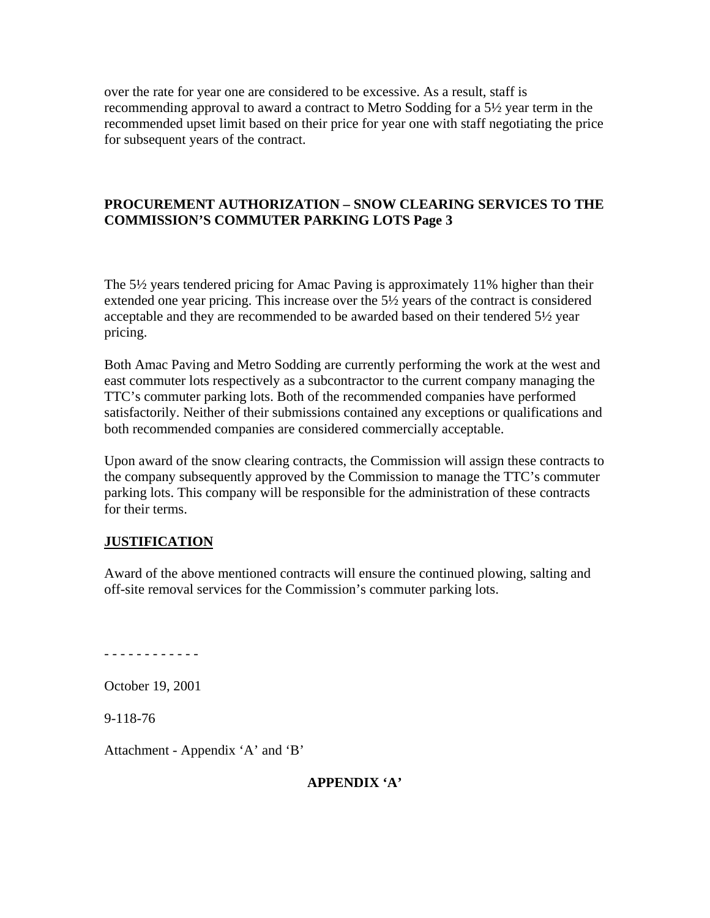over the rate for year one are considered to be excessive. As a result, staff is recommending approval to award a contract to Metro Sodding for a 5½ year term in the recommended upset limit based on their price for year one with staff negotiating the price for subsequent years of the contract.

**PROCUREMENT AUTHORIZATION – SNOW CLEARING SERVICES TO THE COMMISSION'S COMMUTER PARKING LOTS Page 3**

The 5½ years tendered pricing for Amac Paving is approximately 11% higher than their extended one year pricing. This increase over the 5½ years of the contract is considered acceptable and they are recommended to be awarded based on their tendered 5½ year pricing.

Both Amac Paving and Metro Sodding are currently performing the work at the west and east commuter lots respectively as a subcontractor to the current company managing the TTC's commuter parking lots. Both of the recommended companies have performed satisfactorily. Neither of their submissions contained any exceptions or qualifications and both recommended companies are considered commercially acceptable.

Upon award of the snow clearing contracts, the Commission will assign these contracts to the company subsequently approved by the Commission to manage the TTC's commuter parking lots. This company will be responsible for the administration of these contracts for their terms.

## JUSTIFICATION

Award of the above mentioned contracts will ensure the continued plowing, salting and off-site removal services for the Commission's commuter parking lots.

- - - - - - - - - - - -

October 19, 2001

9-118-76

Attachment - Appendix 'A' and 'B'

**APPENDIX 'A'**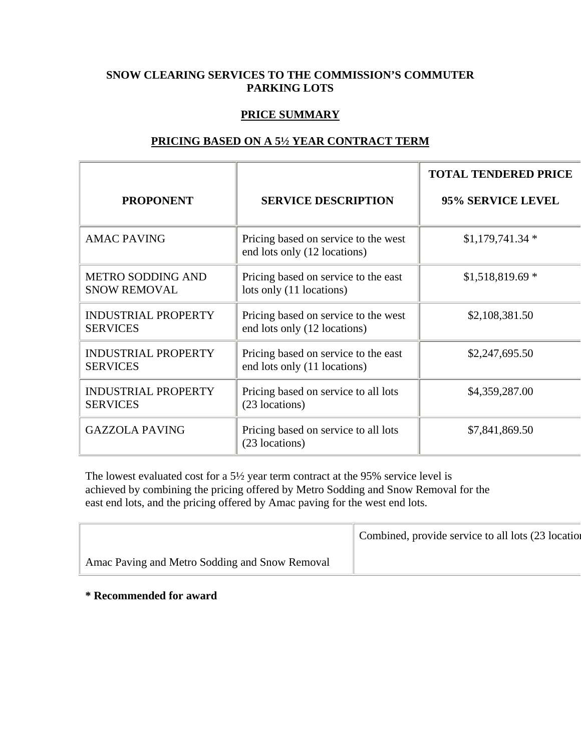**SNOW CLEARING SERVICES TO THE COMMISSION'S COMMUTER PARKING LOTS**

**PRICE SUMMARY**

**PRICING BASED ON A 5½ YEAR CONTRACT TERM**

| PROPONENT | SERVICE DESCRIPTION | TOTAL TENDERED PRICE 95% SERVICE LEVEL |
|---|---|---|
| AMAC PAVING | Pricing based on service to the west end lots only (12 locations) | $1,179,741.34 * |
| METRO SODDING AND SNOW REMOVAL | Pricing based on service to the east lots only (11 locations) | $1,518,819.69 * |
| INDUSTRIAL PROPERTY SERVICES | Pricing based on service to the west end lots only (12 locations) | $2,108,381.50 |
| INDUSTRIAL PROPERTY SERVICES | Pricing based on service to the east end lots only (11 locations) | $2,247,695.50 |
| INDUSTRIAL PROPERTY SERVICES | Pricing based on service to all lots (23 locations) | $4,359,287.00 |
| GAZZOLA PAVING | Pricing based on service to all lots (23 locations) | $7,841,869.50 |

The lowest evaluated cost for a 5½ year term contract at the 95% service level is achieved by combining the pricing offered by Metro Sodding and Snow Removal for the east end lots, and the pricing offered by Amac paving for the west end lots.

| | |
|---|---|
| Amac Paving and Metro Sodding and Snow Removal | Combined, provide service to all lots (23 locatio |

**\* Recommended for award**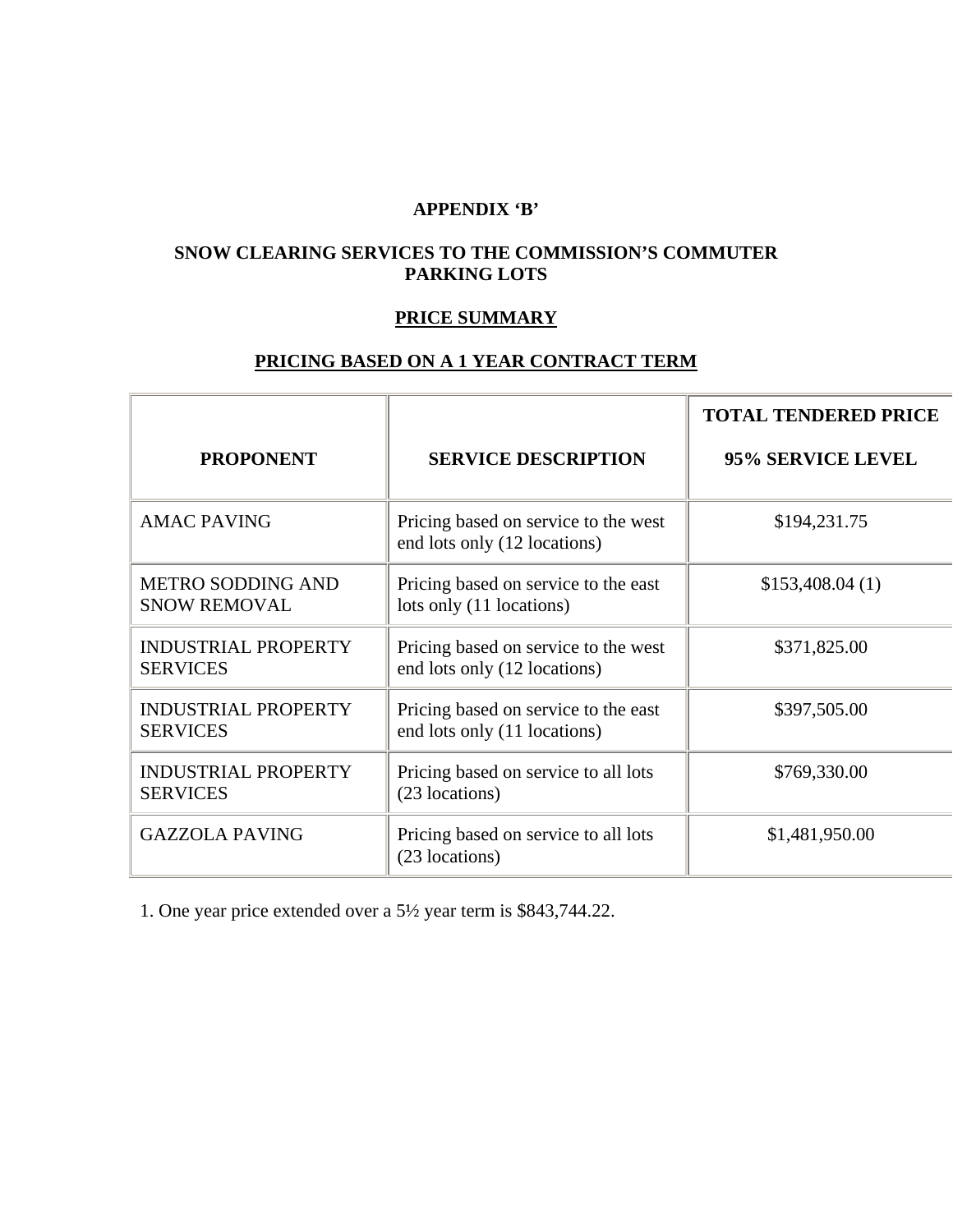# APPENDIX 'B'

## SNOW CLEARING SERVICES TO THE COMMISSION'S COMMUTER PARKING LOTS

## PRICE SUMMARY

## PRICING BASED ON A 1 YEAR CONTRACT TERM

| PROPONENT | SERVICE DESCRIPTION | TOTAL TENDERED PRICE 95% SERVICE LEVEL |
|---|---|---|
| AMAC PAVING | Pricing based on service to the west end lots only (12 locations) | $194,231.75 |
| METRO SODDING AND SNOW REMOVAL | Pricing based on service to the east lots only (11 locations) | $153,408.04 (1) |
| INDUSTRIAL PROPERTY SERVICES | Pricing based on service to the west end lots only (12 locations) | $371,825.00 |
| INDUSTRIAL PROPERTY SERVICES | Pricing based on service to the east end lots only (11 locations) | $397,505.00 |
| INDUSTRIAL PROPERTY SERVICES | Pricing based on service to all lots (23 locations) | $769,330.00 |
| GAZZOLA PAVING | Pricing based on service to all lots (23 locations) | $1,481,950.00 |

1. One year price extended over a 5½ year term is $843,744.22.